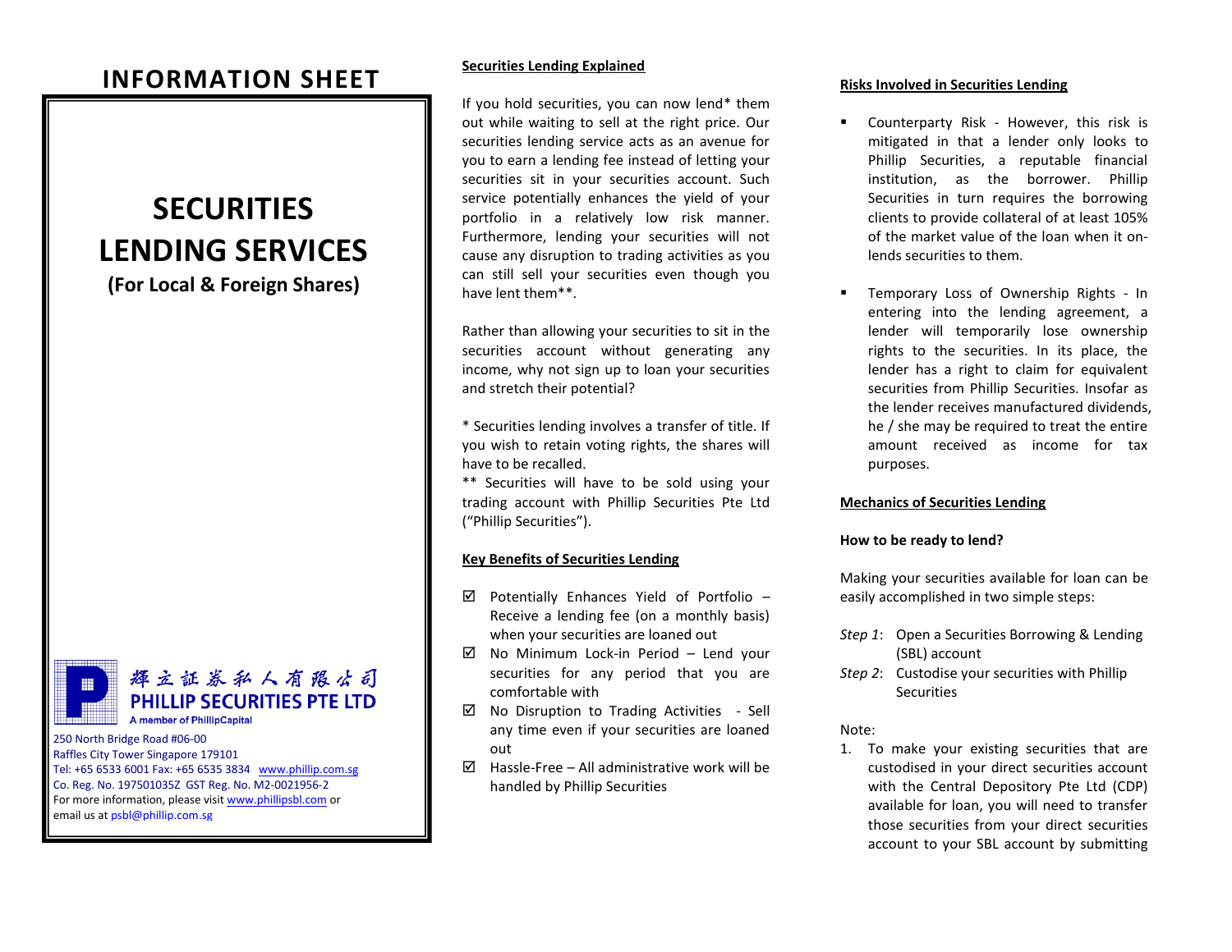# INFORMATION SHEET

# SECURITIES LENDING SERVICES

**(For Local & Foreign Shares)**

輝立証劵私人有限公司
PHILLIP SECURITIES PTE LTD
A member of PhillipCapital

250 North Bridge Road #06-00
Raffles City Tower Singapore 179101
Tel: +65 6533 6001 Fax: +65 6535 3834 www.phillip.com.sg
Co. Reg. No. 197501035Z GST Reg. No. M2-0021956-2
For more information, please visit www.phillipsbl.com or email us at psbl@phillip.com.sg

## Securities Lending Explained

If you hold securities, you can now lend* them out while waiting to sell at the right price. Our securities lending service acts as an avenue for you to earn a lending fee instead of letting your securities sit in your securities account. Such service potentially enhances the yield of your portfolio in a relatively low risk manner. Furthermore, lending your securities will not cause any disruption to trading activities as you can still sell your securities even though you have lent them**.

Rather than allowing your securities to sit in the securities account without generating any income, why not sign up to loan your securities and stretch their potential?

* Securities lending involves a transfer of title. If you wish to retain voting rights, the shares will have to be recalled.
** Securities will have to be sold using your trading account with Phillip Securities Pte Ltd (“Phillip Securities”).

## Key Benefits of Securities Lending

- ☑ Potentially Enhances Yield of Portfolio – Receive a lending fee (on a monthly basis) when your securities are loaned out
- ☑ No Minimum Lock-in Period – Lend your securities for any period that you are comfortable with
- ☑ No Disruption to Trading Activities - Sell any time even if your securities are loaned out
- ☑ Hassle-Free – All administrative work will be handled by Phillip Securities

## Risks Involved in Securities Lending

- Counterparty Risk - However, this risk is mitigated in that a lender only looks to Phillip Securities, a reputable financial institution, as the borrower. Phillip Securities in turn requires the borrowing clients to provide collateral of at least 105% of the market value of the loan when it on-lends securities to them.
- Temporary Loss of Ownership Rights - In entering into the lending agreement, a lender will temporarily lose ownership rights to the securities. In its place, the lender has a right to claim for equivalent securities from Phillip Securities. Insofar as the lender receives manufactured dividends, he / she may be required to treat the entire amount received as income for tax purposes.

## Mechanics of Securities Lending

**How to be ready to lend?**

Making your securities available for loan can be easily accomplished in two simple steps:

*Step 1*: Open a Securities Borrowing & Lending (SBL) account
*Step 2*: Custodise your securities with Phillip Securities

Note:

1. To make your existing securities that are custodised in your direct securities account with the Central Depository Pte Ltd (CDP) available for loan, you will need to transfer those securities from your direct securities account to your SBL account by submitting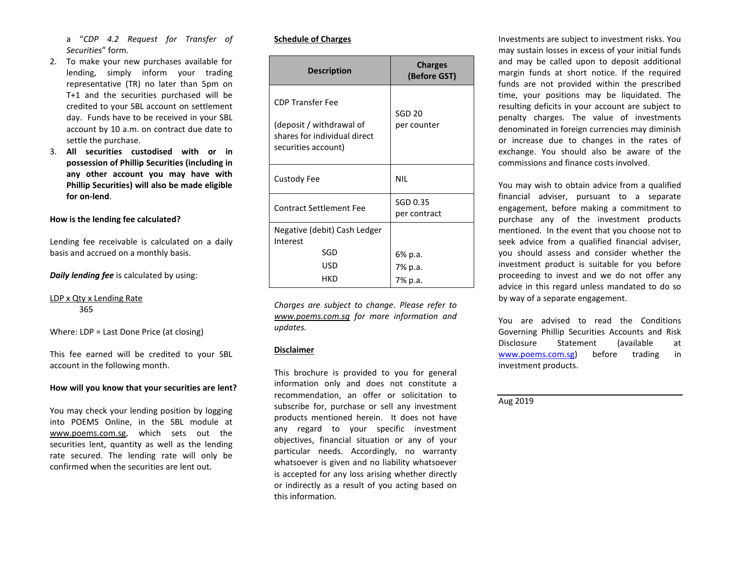a "*CDP 4.2 Request for Transfer of Securities*" form.

2. To make your new purchases available for lending, simply inform your trading representative (TR) no later than 5pm on T+1 and the securities purchased will be credited to your SBL account on settlement day. Funds have to be received in your SBL account by 10 a.m. on contract due date to settle the purchase.
3. **All securities custodised with or in possession of Phillip Securities (including in any other account you may have with Phillip Securities) will also be made eligible for on-lend**.

**How is the lending fee calculated?**

Lending fee receivable is calculated on a daily basis and accrued on a monthly basis.

***Daily lending fee*** is calculated by using:

$$\frac{\text{LDP x Qty x Lending Rate}}{365}$$

Where: LDP = Last Done Price (at closing)

This fee earned will be credited to your SBL account in the following month.

**How will you know that your securities are lent?**

You may check your lending position by logging into POEMS Online, in the SBL module at www.poems.com.sg, which sets out the securities lent, quantity as well as the lending rate secured. The lending rate will only be confirmed when the securities are lent out.

**Schedule of Charges**

| Description | Charges (Before GST) |
|---|---|
| CDP Transfer Fee<br><br>(deposit / withdrawal of shares for individual direct securities account) | SGD 20 per counter |
| Custody Fee | NIL |
| Contract Settlement Fee | SGD 0.35 per contract |
| Negative (debit) Cash Ledger Interest<br>SGD<br>USD<br>HKD | <br>6% p.a.<br>7% p.a.<br>7% p.a. |

*Charges are subject to change. Please refer to www.poems.com.sg for more information and updates.*

**Disclaimer**

This brochure is provided to you for general information only and does not constitute a recommendation, an offer or solicitation to subscribe for, purchase or sell any investment products mentioned herein. It does not have any regard to your specific investment objectives, financial situation or any of your particular needs. Accordingly, no warranty whatsoever is given and no liability whatsoever is accepted for any loss arising whether directly or indirectly as a result of you acting based on this information.

Investments are subject to investment risks. You may sustain losses in excess of your initial funds and may be called upon to deposit additional margin funds at short notice. If the required funds are not provided within the prescribed time, your positions may be liquidated. The resulting deficits in your account are subject to penalty charges. The value of investments denominated in foreign currencies may diminish or increase due to changes in the rates of exchange. You should also be aware of the commissions and finance costs involved.

You may wish to obtain advice from a qualified financial adviser, pursuant to a separate engagement, before making a commitment to purchase any of the investment products mentioned. In the event that you choose not to seek advice from a qualified financial adviser, you should assess and consider whether the investment product is suitable for you before proceeding to invest and we do not offer any advice in this regard unless mandated to do so by way of a separate engagement.

You are advised to read the Conditions Governing Phillip Securities Accounts and Risk Disclosure Statement (available at www.poems.com.sg) before trading in investment products.

Aug 2019